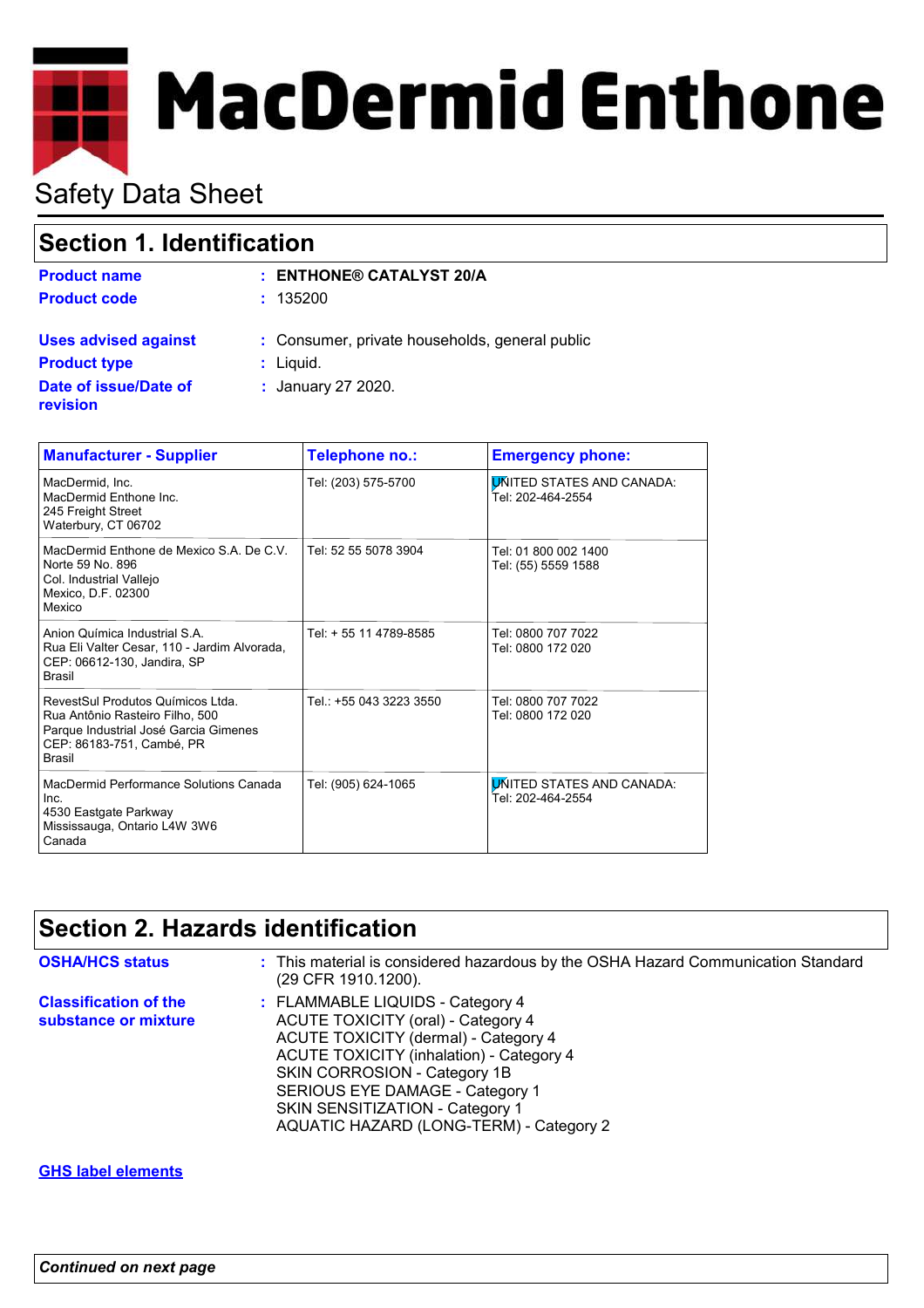MacDermid Enthone

# Safety Data Sheet

## Section 1. Identification

**Product name** : **ENTHONE® CATALYST 20/A**

**Product code** : 135200

**Uses advised against** : Consumer, private households, general public

**Product type** : Liquid.

**Date of issue/Date of revision** : January 27 2020.

| Manufacturer - Supplier | Telephone no.: | Emergency phone: |
|---|---|---|
| MacDermid, Inc.<br>MacDermid Enthone Inc.<br>245 Freight Street<br>Waterbury, CT 06702 | Tel: (203) 575-5700 | UNITED STATES AND CANADA:<br>Tel: 202-464-2554 |
| MacDermid Enthone de Mexico S.A. De C.V.<br>Norte 59 No. 896<br>Col. Industrial Vallejo<br>Mexico, D.F. 02300<br>Mexico | Tel: 52 55 5078 3904 | Tel: 01 800 002 1400<br>Tel: (55) 5559 1588 |
| Anion Química Industrial S.A.<br>Rua Eli Valter Cesar, 110 - Jardim Alvorada,<br>CEP: 06612-130, Jandira, SP<br>Brasil | Tel: + 55 11 4789-8585 | Tel: 0800 707 7022<br>Tel: 0800 172 020 |
| RevestSul Produtos Químicos Ltda.<br>Rua Antônio Rasteiro Filho, 500<br>Parque Industrial José Garcia Gimenes<br>CEP: 86183-751, Cambé, PR<br>Brasil | Tel.: +55 043 3223 3550 | Tel: 0800 707 7022<br>Tel: 0800 172 020 |
| MacDermid Performance Solutions Canada Inc.<br>4530 Eastgate Parkway<br>Mississauga, Ontario L4W 3W6<br>Canada | Tel: (905) 624-1065 | UNITED STATES AND CANADA:<br>Tel: 202-464-2554 |

## Section 2. Hazards identification

**OSHA/HCS status** : This material is considered hazardous by the OSHA Hazard Communication Standard (29 CFR 1910.1200).

**Classification of the substance or mixture** : FLAMMABLE LIQUIDS - Category 4
ACUTE TOXICITY (oral) - Category 4
ACUTE TOXICITY (dermal) - Category 4
ACUTE TOXICITY (inhalation) - Category 4
SKIN CORROSION - Category 1B
SERIOUS EYE DAMAGE - Category 1
SKIN SENSITIZATION - Category 1
AQUATIC HAZARD (LONG-TERM) - Category 2

**GHS label elements**

*Continued on next page*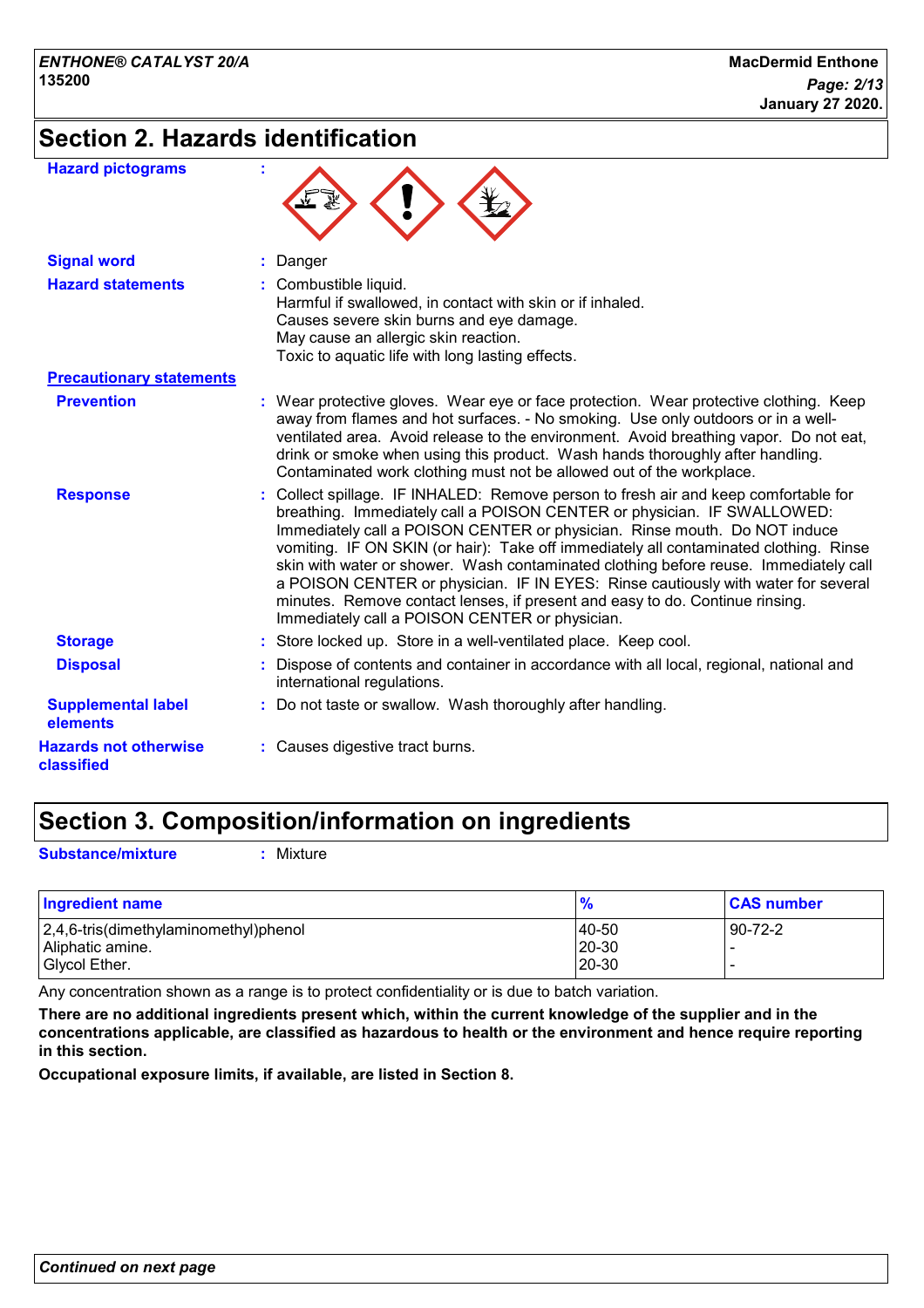## Section 2. Hazards identification

**Hazard pictograms** :

**Signal word** : Danger

**Hazard statements** : Combustible liquid.
Harmful if swallowed, in contact with skin or if inhaled.
Causes severe skin burns and eye damage.
May cause an allergic skin reaction.
Toxic to aquatic life with long lasting effects.

**Precautionary statements**

**Prevention** : Wear protective gloves. Wear eye or face protection. Wear protective clothing. Keep away from flames and hot surfaces. - No smoking. Use only outdoors or in a well-ventilated area. Avoid release to the environment. Avoid breathing vapor. Do not eat, drink or smoke when using this product. Wash hands thoroughly after handling. Contaminated work clothing must not be allowed out of the workplace.

**Response** : Collect spillage. IF INHALED: Remove person to fresh air and keep comfortable for breathing. Immediately call a POISON CENTER or physician. IF SWALLOWED: Immediately call a POISON CENTER or physician. Rinse mouth. Do NOT induce vomiting. IF ON SKIN (or hair): Take off immediately all contaminated clothing. Rinse skin with water or shower. Wash contaminated clothing before reuse. Immediately call a POISON CENTER or physician. IF IN EYES: Rinse cautiously with water for several minutes. Remove contact lenses, if present and easy to do. Continue rinsing. Immediately call a POISON CENTER or physician.

**Storage** : Store locked up. Store in a well-ventilated place. Keep cool.

**Disposal** : Dispose of contents and container in accordance with all local, regional, national and international regulations.

**Supplemental label elements** : Do not taste or swallow. Wash thoroughly after handling.

**Hazards not otherwise classified** : Causes digestive tract burns.

## Section 3. Composition/information on ingredients

**Substance/mixture** : Mixture

| Ingredient name | % | CAS number |
|---|---|---|
| 2,4,6-tris(dimethylaminomethyl)phenol | 40-50 | 90-72-2 |
| Aliphatic amine. | 20-30 | - |
| Glycol Ether. | 20-30 | - |

Any concentration shown as a range is to protect confidentiality or is due to batch variation.

**There are no additional ingredients present which, within the current knowledge of the supplier and in the concentrations applicable, are classified as hazardous to health or the environment and hence require reporting in this section.**

**Occupational exposure limits, if available, are listed in Section 8.**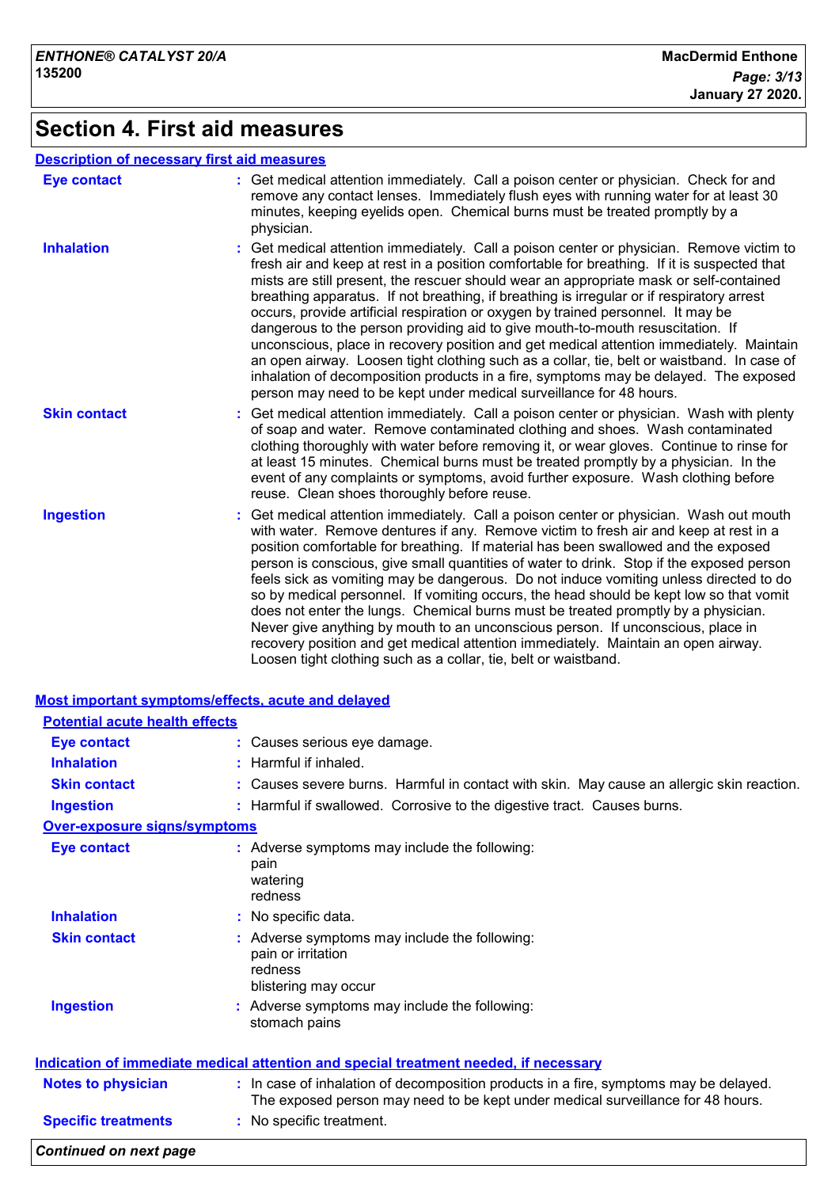# Section 4. First aid measures

## Description of necessary first aid measures

**Eye contact** : Get medical attention immediately. Call a poison center or physician. Check for and remove any contact lenses. Immediately flush eyes with running water for at least 30 minutes, keeping eyelids open. Chemical burns must be treated promptly by a physician.

**Inhalation** : Get medical attention immediately. Call a poison center or physician. Remove victim to fresh air and keep at rest in a position comfortable for breathing. If it is suspected that mists are still present, the rescuer should wear an appropriate mask or self-contained breathing apparatus. If not breathing, if breathing is irregular or if respiratory arrest occurs, provide artificial respiration or oxygen by trained personnel. It may be dangerous to the person providing aid to give mouth-to-mouth resuscitation. If unconscious, place in recovery position and get medical attention immediately. Maintain an open airway. Loosen tight clothing such as a collar, tie, belt or waistband. In case of inhalation of decomposition products in a fire, symptoms may be delayed. The exposed person may need to be kept under medical surveillance for 48 hours.

**Skin contact** : Get medical attention immediately. Call a poison center or physician. Wash with plenty of soap and water. Remove contaminated clothing and shoes. Wash contaminated clothing thoroughly with water before removing it, or wear gloves. Continue to rinse for at least 15 minutes. Chemical burns must be treated promptly by a physician. In the event of any complaints or symptoms, avoid further exposure. Wash clothing before reuse. Clean shoes thoroughly before reuse.

**Ingestion** : Get medical attention immediately. Call a poison center or physician. Wash out mouth with water. Remove dentures if any. Remove victim to fresh air and keep at rest in a position comfortable for breathing. If material has been swallowed and the exposed person is conscious, give small quantities of water to drink. Stop if the exposed person feels sick as vomiting may be dangerous. Do not induce vomiting unless directed to do so by medical personnel. If vomiting occurs, the head should be kept low so that vomit does not enter the lungs. Chemical burns must be treated promptly by a physician. Never give anything by mouth to an unconscious person. If unconscious, place in recovery position and get medical attention immediately. Maintain an open airway. Loosen tight clothing such as a collar, tie, belt or waistband.

## Most important symptoms/effects, acute and delayed

### Potential acute health effects

**Eye contact** : Causes serious eye damage.

**Inhalation** : Harmful if inhaled.

**Skin contact** : Causes severe burns. Harmful in contact with skin. May cause an allergic skin reaction.

**Ingestion** : Harmful if swallowed. Corrosive to the digestive tract. Causes burns.

### Over-exposure signs/symptoms

**Eye contact** : Adverse symptoms may include the following:
pain
watering
redness

**Inhalation** : No specific data.

**Skin contact** : Adverse symptoms may include the following:
pain or irritation
redness
blistering may occur

**Ingestion** : Adverse symptoms may include the following:
stomach pains

## Indication of immediate medical attention and special treatment needed, if necessary

**Notes to physician** : In case of inhalation of decomposition products in a fire, symptoms may be delayed. The exposed person may need to be kept under medical surveillance for 48 hours.

**Specific treatments** : No specific treatment.

*Continued on next page*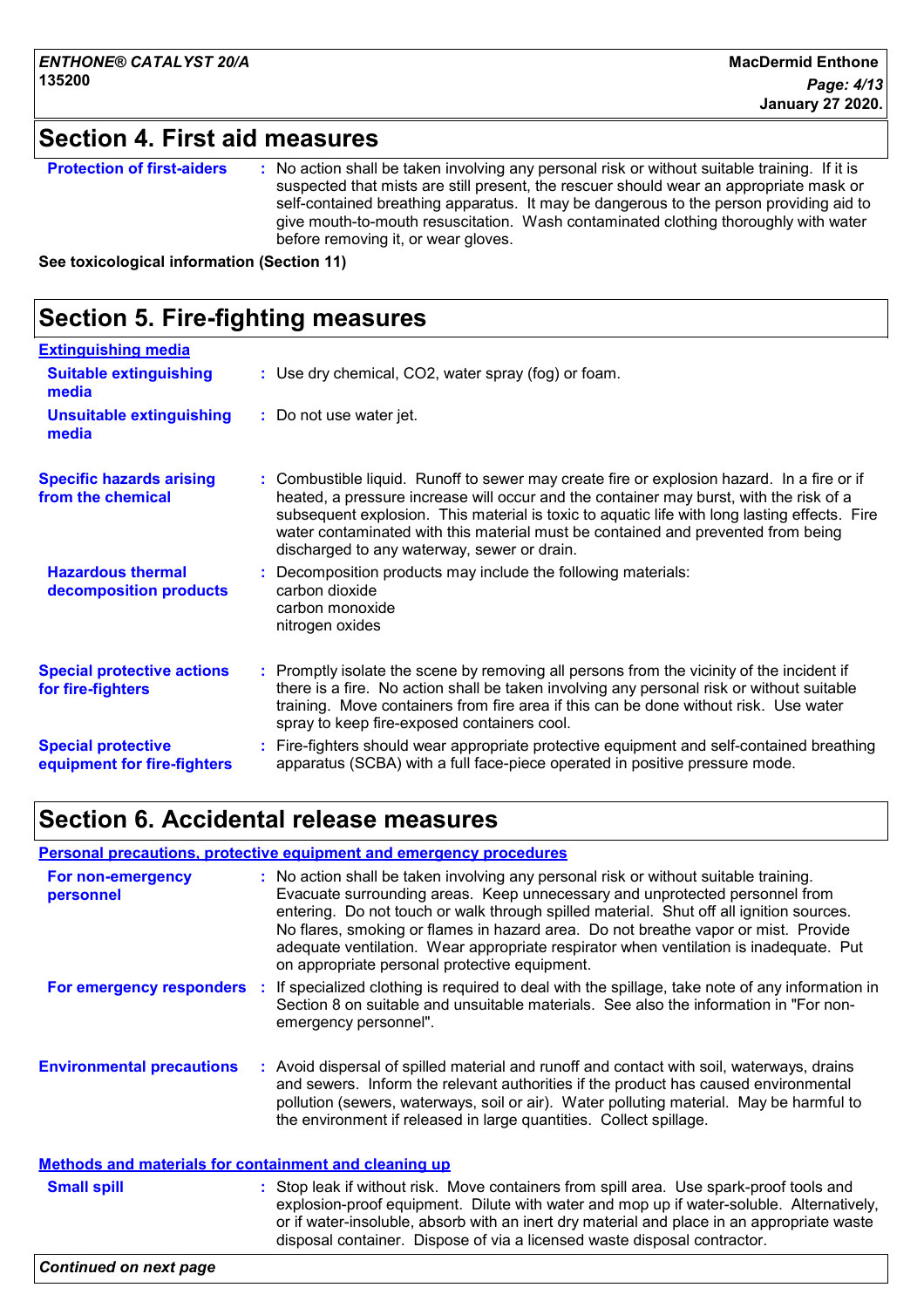## Section 4. First aid measures

**Protection of first-aiders** : No action shall be taken involving any personal risk or without suitable training. If it is suspected that mists are still present, the rescuer should wear an appropriate mask or self-contained breathing apparatus. It may be dangerous to the person providing aid to give mouth-to-mouth resuscitation. Wash contaminated clothing thoroughly with water before removing it, or wear gloves.

**See toxicological information (Section 11)**

## Section 5. Fire-fighting measures

### Extinguishing media

**Suitable extinguishing media** : Use dry chemical, $CO_2$, water spray (fog) or foam.

**Unsuitable extinguishing media** : Do not use water jet.

**Specific hazards arising from the chemical** : Combustible liquid. Runoff to sewer may create fire or explosion hazard. In a fire or if heated, a pressure increase will occur and the container may burst, with the risk of a subsequent explosion. This material is toxic to aquatic life with long lasting effects. Fire water contaminated with this material must be contained and prevented from being discharged to any waterway, sewer or drain.

**Hazardous thermal decomposition products** : Decomposition products may include the following materials:
carbon dioxide
carbon monoxide
nitrogen oxides

**Special protective actions for fire-fighters** : Promptly isolate the scene by removing all persons from the vicinity of the incident if there is a fire. No action shall be taken involving any personal risk or without suitable training. Move containers from fire area if this can be done without risk. Use water spray to keep fire-exposed containers cool.

**Special protective equipment for fire-fighters** : Fire-fighters should wear appropriate protective equipment and self-contained breathing apparatus (SCBA) with a full face-piece operated in positive pressure mode.

## Section 6. Accidental release measures

### Personal precautions, protective equipment and emergency procedures

**For non-emergency personnel** : No action shall be taken involving any personal risk or without suitable training. Evacuate surrounding areas. Keep unnecessary and unprotected personnel from entering. Do not touch or walk through spilled material. Shut off all ignition sources. No flares, smoking or flames in hazard area. Do not breathe vapor or mist. Provide adequate ventilation. Wear appropriate respirator when ventilation is inadequate. Put on appropriate personal protective equipment.

**For emergency responders** : If specialized clothing is required to deal with the spillage, take note of any information in Section 8 on suitable and unsuitable materials. See also the information in "For non-emergency personnel".

**Environmental precautions** : Avoid dispersal of spilled material and runoff and contact with soil, waterways, drains and sewers. Inform the relevant authorities if the product has caused environmental pollution (sewers, waterways, soil or air). Water polluting material. May be harmful to the environment if released in large quantities. Collect spillage.

### Methods and materials for containment and cleaning up

**Small spill** : Stop leak if without risk. Move containers from spill area. Use spark-proof tools and explosion-proof equipment. Dilute with water and mop up if water-soluble. Alternatively, or if water-insoluble, absorb with an inert dry material and place in an appropriate waste disposal container. Dispose of via a licensed waste disposal contractor.

*Continued on next page*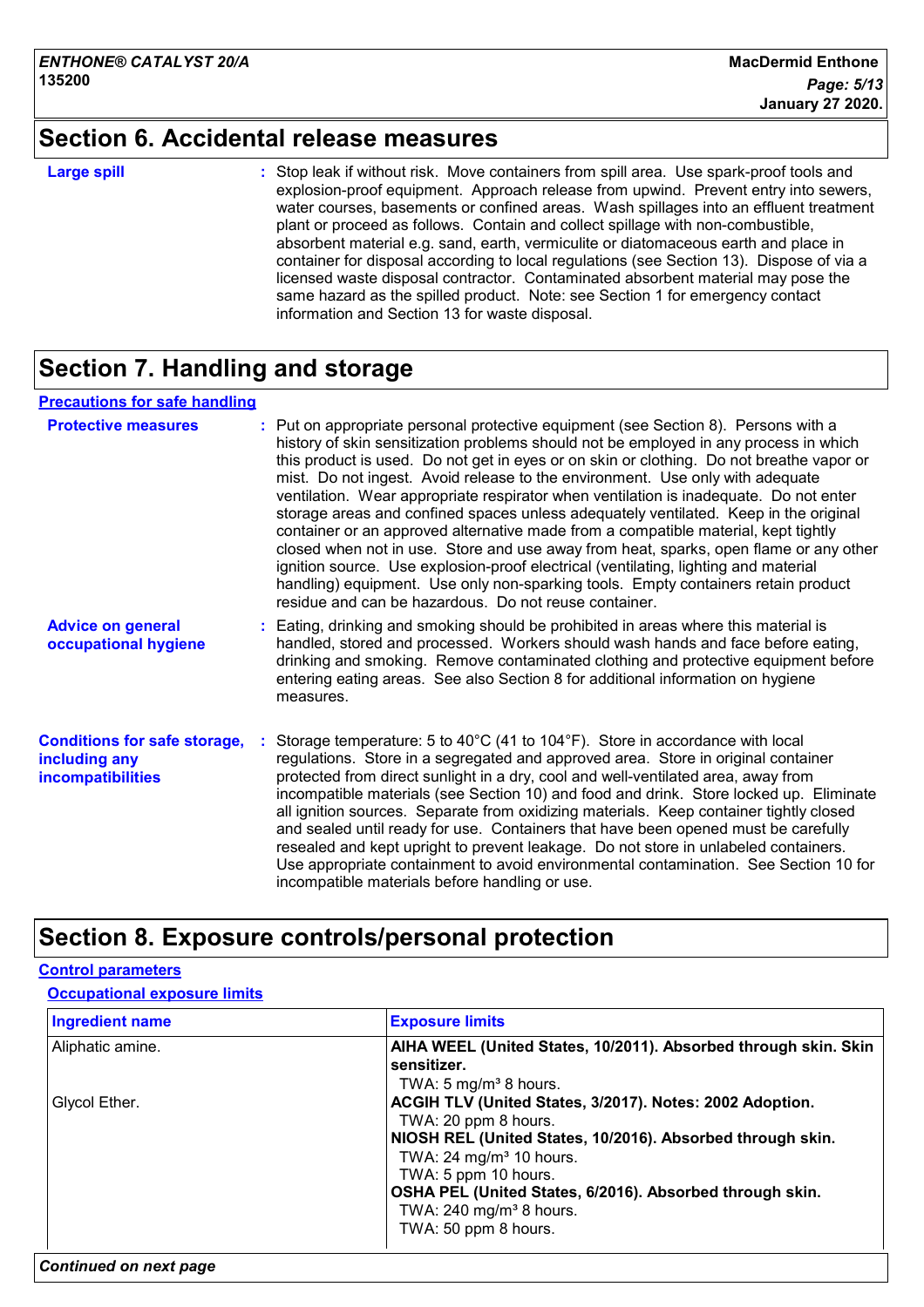## Section 6. Accidental release measures

**Large spill** : Stop leak if without risk. Move containers from spill area. Use spark-proof tools and explosion-proof equipment. Approach release from upwind. Prevent entry into sewers, water courses, basements or confined areas. Wash spillages into an effluent treatment plant or proceed as follows. Contain and collect spillage with non-combustible, absorbent material e.g. sand, earth, vermiculite or diatomaceous earth and place in container for disposal according to local regulations (see Section 13). Dispose of via a licensed waste disposal contractor. Contaminated absorbent material may pose the same hazard as the spilled product. Note: see Section 1 for emergency contact information and Section 13 for waste disposal.

## Section 7. Handling and storage

### Precautions for safe handling

**Protective measures** : Put on appropriate personal protective equipment (see Section 8). Persons with a history of skin sensitization problems should not be employed in any process in which this product is used. Do not get in eyes or on skin or clothing. Do not breathe vapor or mist. Do not ingest. Avoid release to the environment. Use only with adequate ventilation. Wear appropriate respirator when ventilation is inadequate. Do not enter storage areas and confined spaces unless adequately ventilated. Keep in the original container or an approved alternative made from a compatible material, kept tightly closed when not in use. Store and use away from heat, sparks, open flame or any other ignition source. Use explosion-proof electrical (ventilating, lighting and material handling) equipment. Use only non-sparking tools. Empty containers retain product residue and can be hazardous. Do not reuse container.

**Advice on general occupational hygiene** : Eating, drinking and smoking should be prohibited in areas where this material is handled, stored and processed. Workers should wash hands and face before eating, drinking and smoking. Remove contaminated clothing and protective equipment before entering eating areas. See also Section 8 for additional information on hygiene measures.

**Conditions for safe storage, including any incompatibilities** : Storage temperature: 5 to 40°C (41 to 104°F). Store in accordance with local regulations. Store in a segregated and approved area. Store in original container protected from direct sunlight in a dry, cool and well-ventilated area, away from incompatible materials (see Section 10) and food and drink. Store locked up. Eliminate all ignition sources. Separate from oxidizing materials. Keep container tightly closed and sealed until ready for use. Containers that have been opened must be carefully resealed and kept upright to prevent leakage. Do not store in unlabeled containers. Use appropriate containment to avoid environmental contamination. See Section 10 for incompatible materials before handling or use.

## Section 8. Exposure controls/personal protection

### Control parameters

#### Occupational exposure limits

| Ingredient name | Exposure limits |
|---|---|
| Aliphatic amine. | **AIHA WEEL (United States, 10/2011). Absorbed through skin. Skin sensitizer.**<br>TWA: 5 mg/m³ 8 hours. |
| Glycol Ether. | **ACGIH TLV (United States, 3/2017). Notes: 2002 Adoption.**<br>TWA: 20 ppm 8 hours.<br>**NIOSH REL (United States, 10/2016). Absorbed through skin.**<br>TWA: 24 mg/m³ 10 hours.<br>TWA: 5 ppm 10 hours.<br>**OSHA PEL (United States, 6/2016). Absorbed through skin.**<br>TWA: 240 mg/m³ 8 hours.<br>TWA: 50 ppm 8 hours. |

*Continued on next page*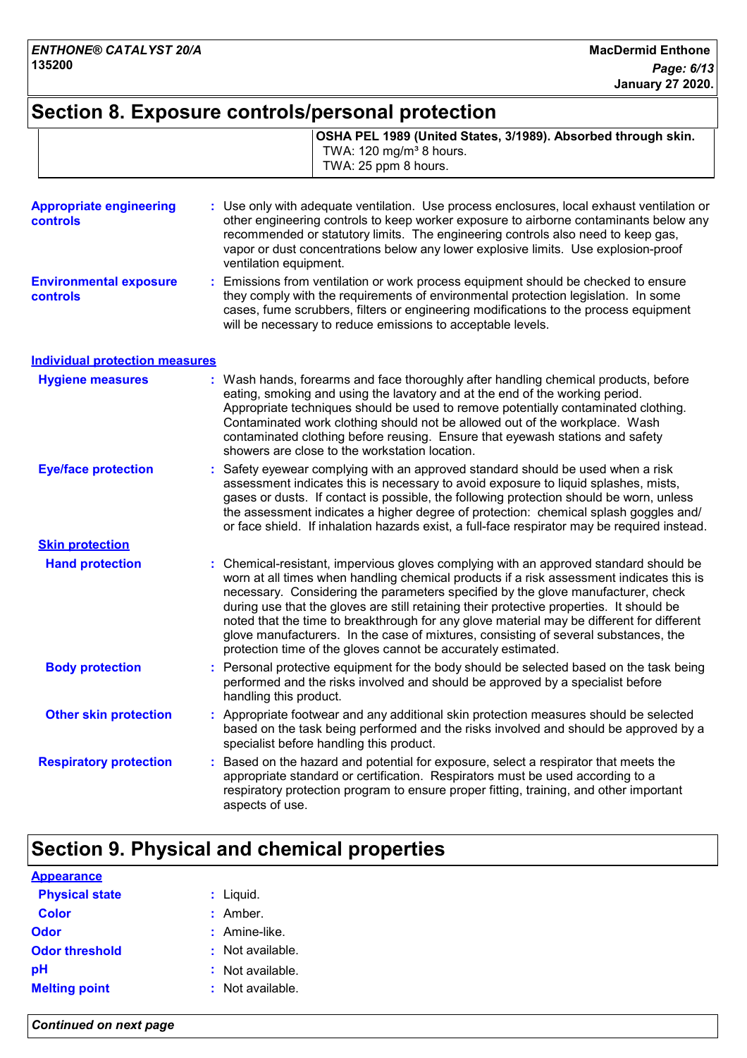## Section 8. Exposure controls/personal protection

| | |
|---|---|
| | **OSHA PEL 1989 (United States, 3/1989). Absorbed through skin.**<br>TWA: 120 mg/m³ 8 hours.<br>TWA: 25 ppm 8 hours. |

**Appropriate engineering controls** : Use only with adequate ventilation. Use process enclosures, local exhaust ventilation or other engineering controls to keep worker exposure to airborne contaminants below any recommended or statutory limits. The engineering controls also need to keep gas, vapor or dust concentrations below any lower explosive limits. Use explosion-proof ventilation equipment.

**Environmental exposure controls** : Emissions from ventilation or work process equipment should be checked to ensure they comply with the requirements of environmental protection legislation. In some cases, fume scrubbers, filters or engineering modifications to the process equipment will be necessary to reduce emissions to acceptable levels.

### Individual protection measures

**Hygiene measures** : Wash hands, forearms and face thoroughly after handling chemical products, before eating, smoking and using the lavatory and at the end of the working period. Appropriate techniques should be used to remove potentially contaminated clothing. Contaminated work clothing should not be allowed out of the workplace. Wash contaminated clothing before reusing. Ensure that eyewash stations and safety showers are close to the workstation location.

**Eye/face protection** : Safety eyewear complying with an approved standard should be used when a risk assessment indicates this is necessary to avoid exposure to liquid splashes, mists, gases or dusts. If contact is possible, the following protection should be worn, unless the assessment indicates a higher degree of protection: chemical splash goggles and/ or face shield. If inhalation hazards exist, a full-face respirator may be required instead.

#### Skin protection

**Hand protection** : Chemical-resistant, impervious gloves complying with an approved standard should be worn at all times when handling chemical products if a risk assessment indicates this is necessary. Considering the parameters specified by the glove manufacturer, check during use that the gloves are still retaining their protective properties. It should be noted that the time to breakthrough for any glove material may be different for different glove manufacturers. In the case of mixtures, consisting of several substances, the protection time of the gloves cannot be accurately estimated.

**Body protection** : Personal protective equipment for the body should be selected based on the task being performed and the risks involved and should be approved by a specialist before handling this product.

**Other skin protection** : Appropriate footwear and any additional skin protection measures should be selected based on the task being performed and the risks involved and should be approved by a specialist before handling this product.

**Respiratory protection** : Based on the hazard and potential for exposure, select a respirator that meets the appropriate standard or certification. Respirators must be used according to a respiratory protection program to ensure proper fitting, training, and other important aspects of use.

## Section 9. Physical and chemical properties

### Appearance

**Physical state** : Liquid.

**Color** : Amber.

**Odor** : Amine-like.

**Odor threshold** : Not available.

**pH** : Not available.

**Melting point** : Not available.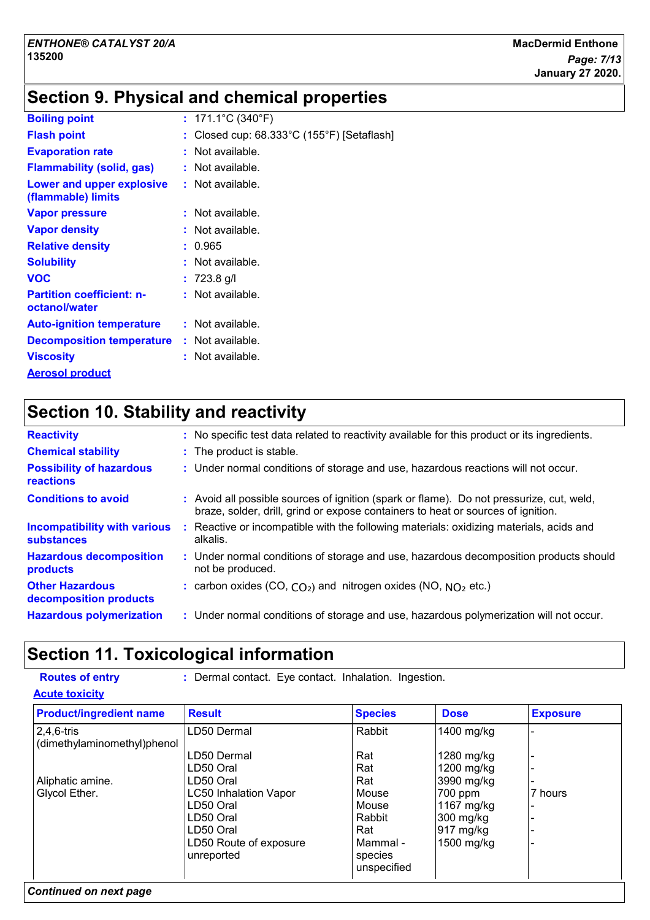## Section 9. Physical and chemical properties

| | |
|---|---|
| **Boiling point** | : 171.1°C (340°F) |
| **Flash point** | : Closed cup: 68.333°C (155°F) [Setaflash] |
| **Evaporation rate** | : Not available. |
| **Flammability (solid, gas)** | : Not available. |
| **Lower and upper explosive (flammable) limits** | : Not available. |
| **Vapor pressure** | : Not available. |
| **Vapor density** | : Not available. |
| **Relative density** | : 0.965 |
| **Solubility** | : Not available. |
| **VOC** | : 723.8 g/l |
| **Partition coefficient: n-octanol/water** | : Not available. |
| **Auto-ignition temperature** | : Not available. |
| **Decomposition temperature** | : Not available. |
| **Viscosity** | : Not available. |

**Aerosol product**

## Section 10. Stability and reactivity

| | |
|---|---|
| **Reactivity** | : No specific test data related to reactivity available for this product or its ingredients. |
| **Chemical stability** | : The product is stable. |
| **Possibility of hazardous reactions** | : Under normal conditions of storage and use, hazardous reactions will not occur. |
| **Conditions to avoid** | : Avoid all possible sources of ignition (spark or flame). Do not pressurize, cut, weld, braze, solder, drill, grind or expose containers to heat or sources of ignition. |
| **Incompatibility with various substances** | : Reactive or incompatible with the following materials: oxidizing materials, acids and alkalis. |
| **Hazardous decomposition products** | : Under normal conditions of storage and use, hazardous decomposition products should not be produced. |
| **Other Hazardous decomposition products** | : carbon oxides (CO, $CO_2$) and nitrogen oxides (NO, $NO_2$ etc.) |
| **Hazardous polymerization** | : Under normal conditions of storage and use, hazardous polymerization will not occur. |

## Section 11. Toxicological information

**Routes of entry** : Dermal contact. Eye contact. Inhalation. Ingestion.

**Acute toxicity**

| Product/ingredient name | Result | Species | Dose | Exposure |
|---|---|---|---|---|
| 2,4,6-tris (dimethylaminomethyl)phenol | LD50 Dermal | Rabbit | 1400 mg/kg | - |
| | LD50 Dermal | Rat | 1280 mg/kg | - |
| | LD50 Oral | Rat | 1200 mg/kg | - |
| Aliphatic amine. | LD50 Oral | Rat | 3990 mg/kg | - |
| Glycol Ether. | LC50 Inhalation Vapor | Mouse | 700 ppm | 7 hours |
| | LD50 Oral | Mouse | 1167 mg/kg | - |
| | LD50 Oral | Rabbit | 300 mg/kg | - |
| | LD50 Oral | Rat | 917 mg/kg | - |
| | LD50 Route of exposure unreported | Mammal - species unspecified | 1500 mg/kg | - |

*Continued on next page*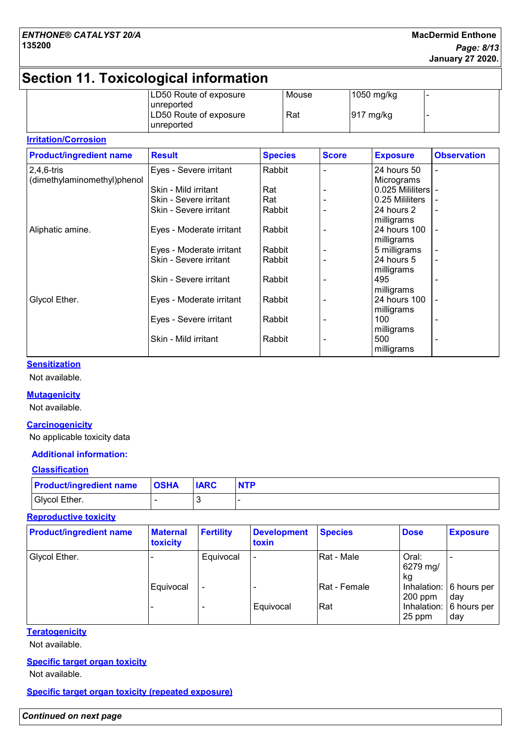## Section 11. Toxicological information

| | | | | |
|---|---|---|---|---|
| | LD50 Route of exposure unreported | Mouse | 1050 mg/kg | - |
| | LD50 Route of exposure unreported | Rat | 917 mg/kg | - |

**Irritation/Corrosion**

| Product/ingredient name | Result | Species | Score | Exposure | Observation |
|---|---|---|---|---|---|
| 2,4,6-tris (dimethylaminomethyl)phenol | Eyes - Severe irritant | Rabbit | - | 24 hours 50 Micrograms | - |
| | Skin - Mild irritant | Rat | - | 0.025 Mililiters | - |
| | Skin - Severe irritant | Rat | - | 0.25 Mililiters | - |
| | Skin - Severe irritant | Rabbit | - | 24 hours 2 milligrams | - |
| Aliphatic amine. | Eyes - Moderate irritant | Rabbit | - | 24 hours 100 milligrams | - |
| | Eyes - Moderate irritant | Rabbit | - | 5 milligrams | - |
| | Skin - Severe irritant | Rabbit | - | 24 hours 5 milligrams | - |
| | Skin - Severe irritant | Rabbit | - | 495 milligrams | - |
| Glycol Ether. | Eyes - Moderate irritant | Rabbit | - | 24 hours 100 milligrams | - |
| | Eyes - Severe irritant | Rabbit | - | 100 milligrams | - |
| | Skin - Mild irritant | Rabbit | - | 500 milligrams | - |

**Sensitization**

Not available.

**Mutagenicity**

Not available.

**Carcinogenicity**

No applicable toxicity data

**Additional information:**

**Classification**

| Product/ingredient name | OSHA | IARC | NTP |
|---|---|---|---|
| Glycol Ether. | - | 3 | - |

**Reproductive toxicity**

| Product/ingredient name | Maternal toxicity | Fertility | Development toxin | Species | Dose | Exposure |
|---|---|---|---|---|---|---|
| Glycol Ether. | - | Equivocal | - | Rat - Male | Oral: 6279 mg/kg | - |
| | Equivocal | - | - | Rat - Female | Inhalation: 200 ppm | 6 hours per day |
| | - | - | Equivocal | Rat | Inhalation: 25 ppm | 6 hours per day |

**Teratogenicity**

Not available.

**Specific target organ toxicity**

Not available.

**Specific target organ toxicity (repeated exposure)**

*Continued on next page*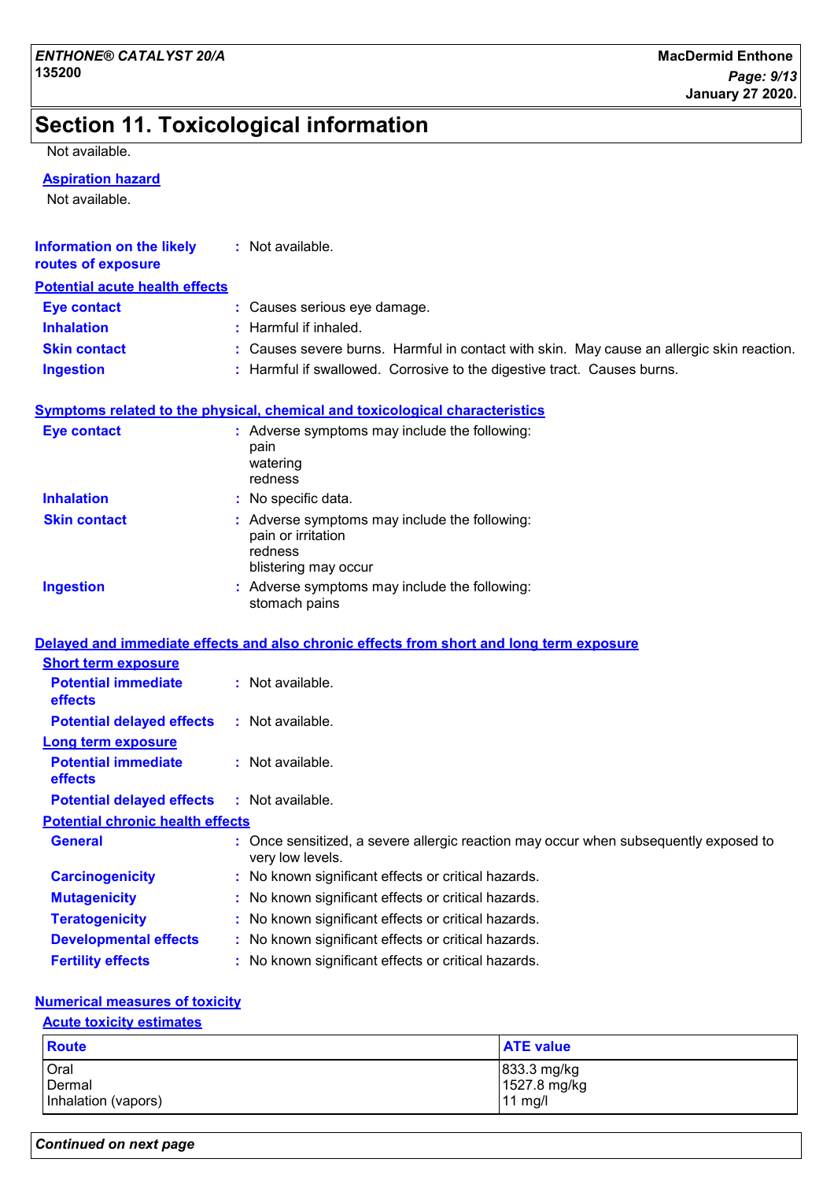# Section 11. Toxicological information

Not available.

**Aspiration hazard**

Not available.

**Information on the likely routes of exposure** : Not available.

**Potential acute health effects**

**Eye contact** : Causes serious eye damage.

**Inhalation** : Harmful if inhaled.

**Skin contact** : Causes severe burns. Harmful in contact with skin. May cause an allergic skin reaction.

**Ingestion** : Harmful if swallowed. Corrosive to the digestive tract. Causes burns.

**Symptoms related to the physical, chemical and toxicological characteristics**

**Eye contact** : Adverse symptoms may include the following:
pain
watering
redness

**Inhalation** : No specific data.

**Skin contact** : Adverse symptoms may include the following:
pain or irritation
redness
blistering may occur

**Ingestion** : Adverse symptoms may include the following:
stomach pains

**Delayed and immediate effects and also chronic effects from short and long term exposure**

**Short term exposure**

**Potential immediate effects** : Not available.

**Potential delayed effects** : Not available.

**Long term exposure**

**Potential immediate effects** : Not available.

**Potential delayed effects** : Not available.

**Potential chronic health effects**

**General** : Once sensitized, a severe allergic reaction may occur when subsequently exposed to very low levels.

**Carcinogenicity** : No known significant effects or critical hazards.

**Mutagenicity** : No known significant effects or critical hazards.

**Teratogenicity** : No known significant effects or critical hazards.

**Developmental effects** : No known significant effects or critical hazards.

**Fertility effects** : No known significant effects or critical hazards.

**Numerical measures of toxicity**

**Acute toxicity estimates**

| Route | ATE value |
|---|---|
| Oral | 833.3 mg/kg |
| Dermal | 1527.8 mg/kg |
| Inhalation (vapors) | 11 mg/l |

*Continued on next page*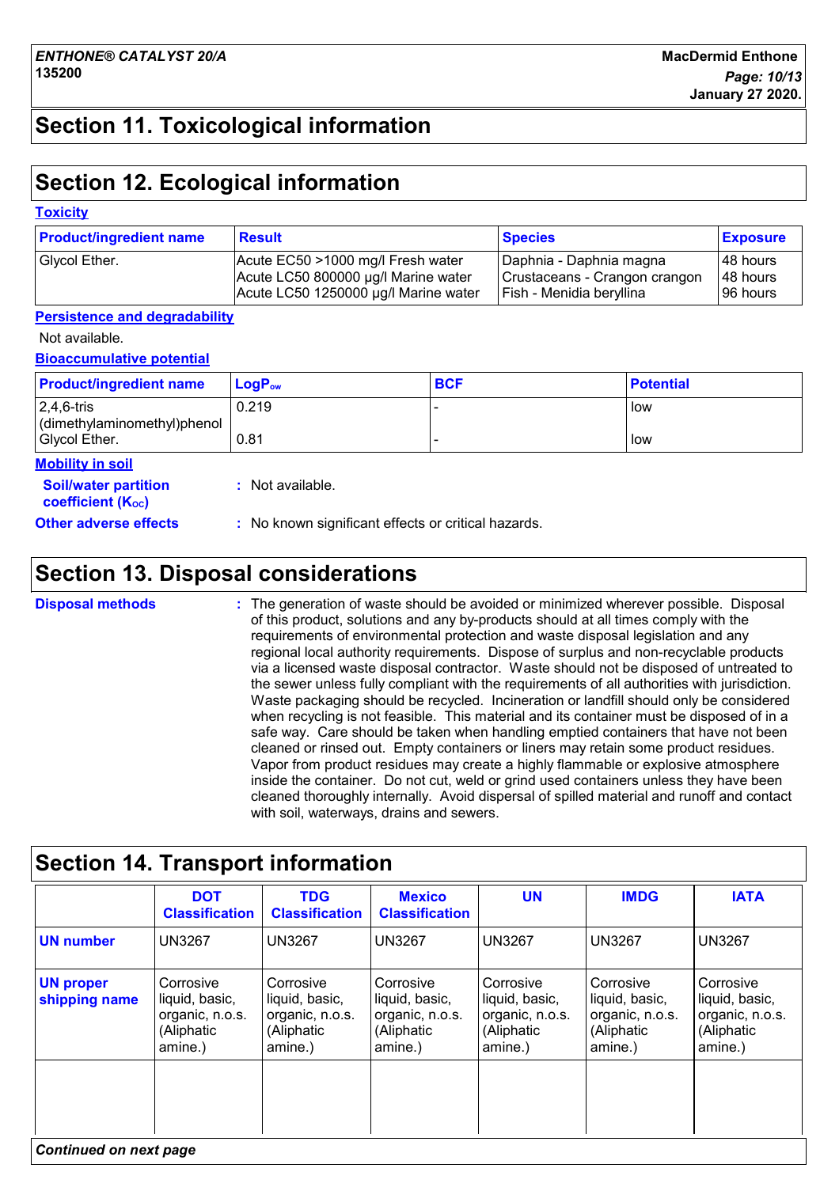## Section 11. Toxicological information

## Section 12. Ecological information

**Toxicity**

| Product/ingredient name | Result | Species | Exposure |
|---|---|---|---|
| Glycol Ether. | Acute EC50 >1000 mg/l Fresh water<br>Acute LC50 800000 µg/l Marine water<br>Acute LC50 1250000 µg/l Marine water | Daphnia - Daphnia magna<br>Crustaceans - Crangon crangon<br>Fish - Menidia beryllina | 48 hours<br>48 hours<br>96 hours |

**Persistence and degradability**

Not available.

**Bioaccumulative potential**

| Product/ingredient name | $LogP_{ow}$ | BCF | Potential |
|---|---|---|---|
| 2,4,6-tris (dimethylaminomethyl)phenol | 0.219 | - | low |
| Glycol Ether. | 0.81 | - | low |

**Mobility in soil**

**Soil/water partition coefficient ($K_{OC}$)** : Not available.

**Other adverse effects** : No known significant effects or critical hazards.

## Section 13. Disposal considerations

**Disposal methods** : The generation of waste should be avoided or minimized wherever possible. Disposal of this product, solutions and any by-products should at all times comply with the requirements of environmental protection and waste disposal legislation and any regional local authority requirements. Dispose of surplus and non-recyclable products via a licensed waste disposal contractor. Waste should not be disposed of untreated to the sewer unless fully compliant with the requirements of all authorities with jurisdiction. Waste packaging should be recycled. Incineration or landfill should only be considered when recycling is not feasible. This material and its container must be disposed of in a safe way. Care should be taken when handling emptied containers that have not been cleaned or rinsed out. Empty containers or liners may retain some product residues. Vapor from product residues may create a highly flammable or explosive atmosphere inside the container. Do not cut, weld or grind used containers unless they have been cleaned thoroughly internally. Avoid dispersal of spilled material and runoff and contact with soil, waterways, drains and sewers.

## Section 14. Transport information

| | DOT Classification | TDG Classification | Mexico Classification | UN | IMDG | IATA |
|---|---|---|---|---|---|---|
| **UN number** | UN3267 | UN3267 | UN3267 | UN3267 | UN3267 | UN3267 |
| **UN proper shipping name** | Corrosive liquid, basic, organic, n.o.s. (Aliphatic amine.) | Corrosive liquid, basic, organic, n.o.s. (Aliphatic amine.) | Corrosive liquid, basic, organic, n.o.s. (Aliphatic amine.) | Corrosive liquid, basic, organic, n.o.s. (Aliphatic amine.) | Corrosive liquid, basic, organic, n.o.s. (Aliphatic amine.) | Corrosive liquid, basic, organic, n.o.s. (Aliphatic amine.) |
| | | | | | | |

*Continued on next page*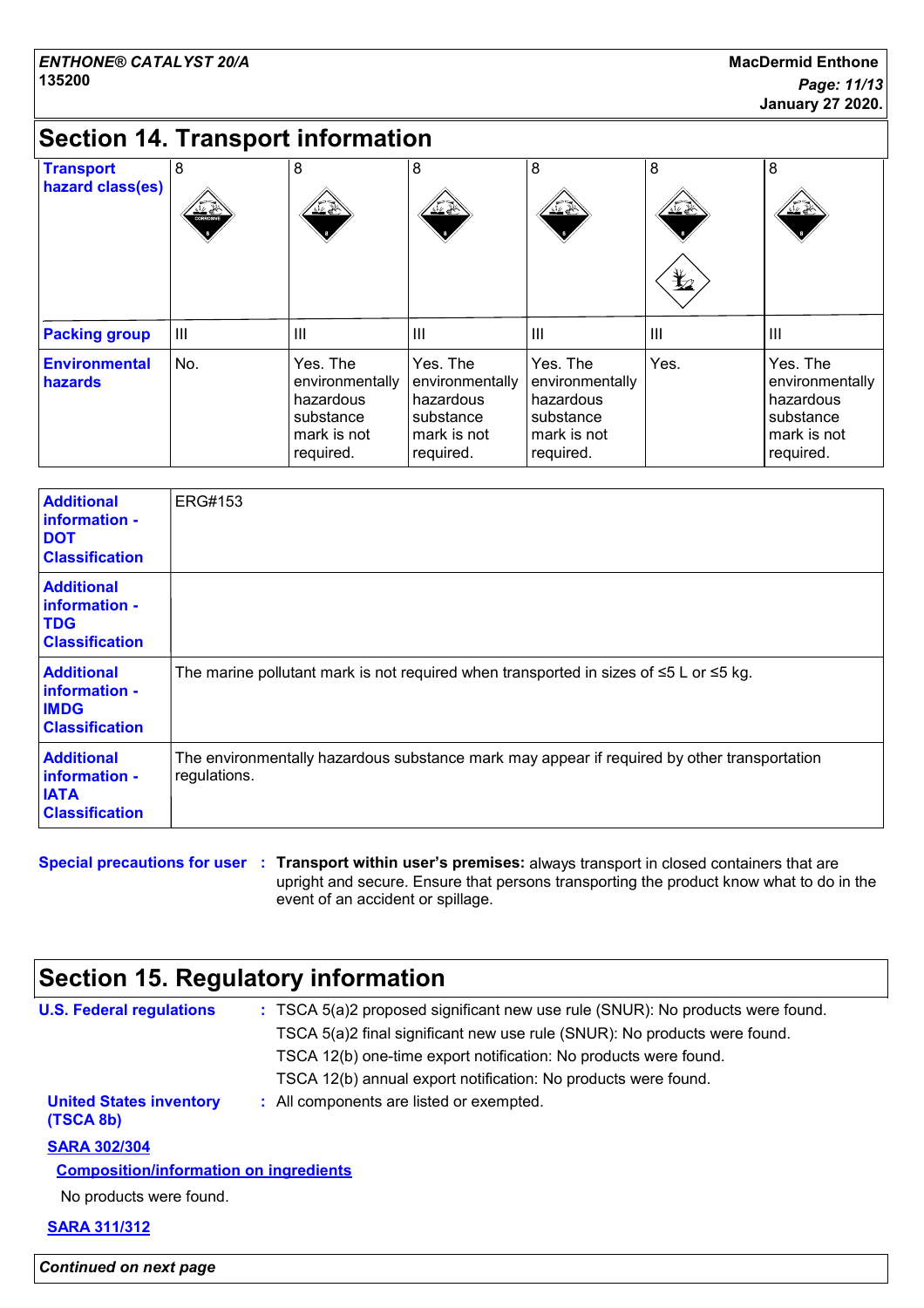## Section 14. Transport information

| Transport hazard class(es) | 8 | 8 | 8 | 8 | 8 | 8 |
|---|---|---|---|---|---|---|
| Packing group | III | III | III | III | III | III |
| Environmental hazards | No. | Yes. The environmentally hazardous substance mark is not required. | Yes. The environmentally hazardous substance mark is not required. | Yes. The environmentally hazardous substance mark is not required. | Yes. | Yes. The environmentally hazardous substance mark is not required. |

| | |
|---|---|
| **Additional information - DOT Classification** | ERG#153 |
| **Additional information - TDG Classification** | |
| **Additional information - IMDG Classification** | The marine pollutant mark is not required when transported in sizes of ≤5 L or ≤5 kg. |
| **Additional information - IATA Classification** | The environmentally hazardous substance mark may appear if required by other transportation regulations. |

**Special precautions for user** : **Transport within user's premises:** always transport in closed containers that are upright and secure. Ensure that persons transporting the product know what to do in the event of an accident or spillage.

## Section 15. Regulatory information

**U.S. Federal regulations** : TSCA 5(a)2 proposed significant new use rule (SNUR): No products were found.
TSCA 5(a)2 final significant new use rule (SNUR): No products were found.
TSCA 12(b) one-time export notification: No products were found.
TSCA 12(b) annual export notification: No products were found.

**United States inventory (TSCA 8b)** : All components are listed or exempted.

**SARA 302/304**

**Composition/information on ingredients**

No products were found.

**SARA 311/312**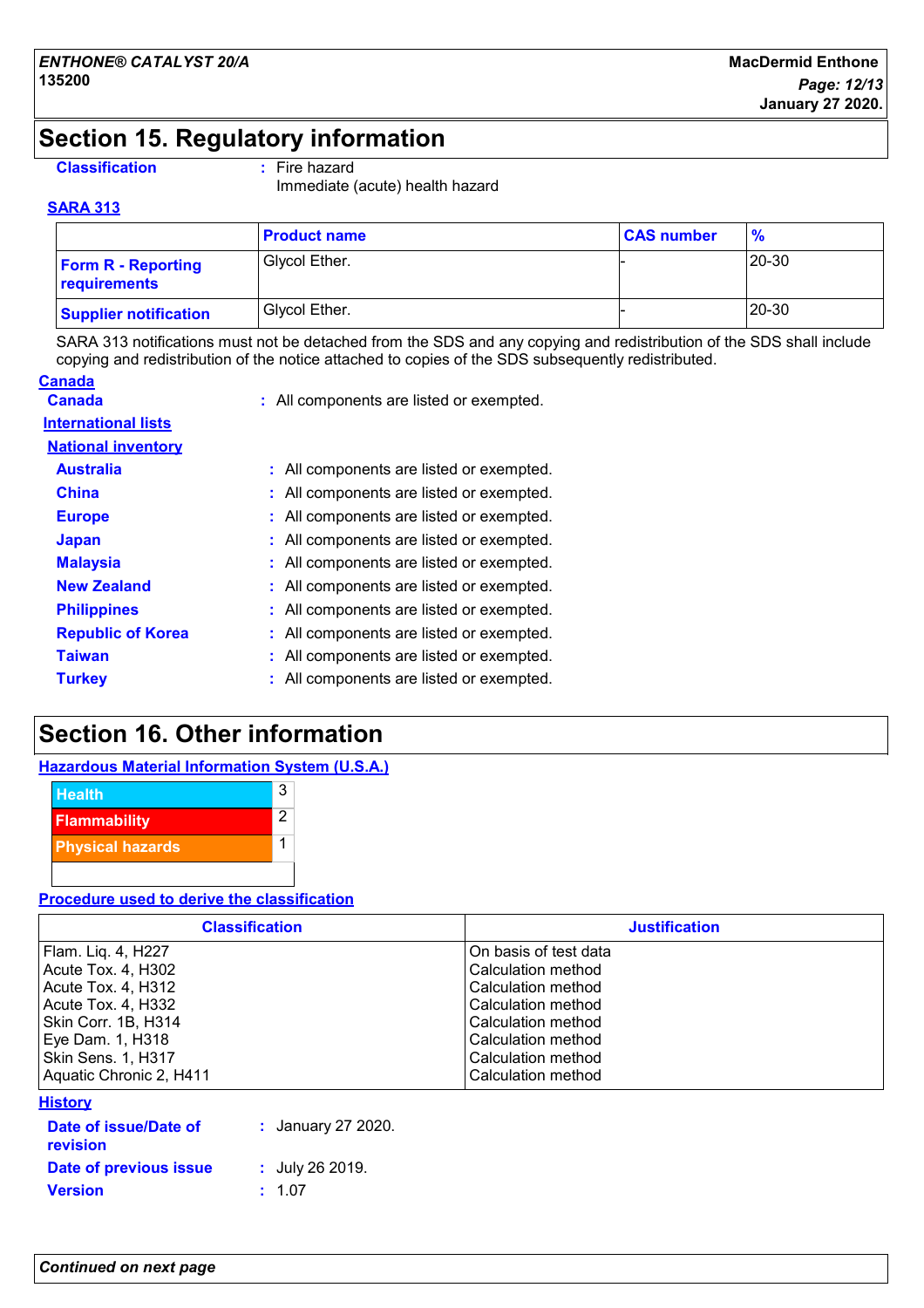# Section 15. Regulatory information

**Classification** : Fire hazard
Immediate (acute) health hazard

**SARA 313**

| | Product name | CAS number | % |
|---|---|---|---|
| **Form R - Reporting requirements** | Glycol Ether. | - | 20-30 |
| **Supplier notification** | Glycol Ether. | - | 20-30 |

SARA 313 notifications must not be detached from the SDS and any copying and redistribution of the SDS shall include copying and redistribution of the notice attached to copies of the SDS subsequently redistributed.

**Canada**

**Canada** : All components are listed or exempted.

**International lists**

**National inventory**

**Australia** : All components are listed or exempted.
**China** : All components are listed or exempted.
**Europe** : All components are listed or exempted.
**Japan** : All components are listed or exempted.
**Malaysia** : All components are listed or exempted.
**New Zealand** : All components are listed or exempted.
**Philippines** : All components are listed or exempted.
**Republic of Korea** : All components are listed or exempted.
**Taiwan** : All components are listed or exempted.
**Turkey** : All components are listed or exempted.

# Section 16. Other information

**Hazardous Material Information System (U.S.A.)**

| | |
|---|---|
| Health | 3 |
| Flammability | 2 |
| Physical hazards | 1 |

**Procedure used to derive the classification**

| Classification | Justification |
|---|---|
| Flam. Liq. 4, H227 | On basis of test data |
| Acute Tox. 4, H302 | Calculation method |
| Acute Tox. 4, H312 | Calculation method |
| Acute Tox. 4, H332 | Calculation method |
| Skin Corr. 1B, H314 | Calculation method |
| Eye Dam. 1, H318 | Calculation method |
| Skin Sens. 1, H317 | Calculation method |
| Aquatic Chronic 2, H411 | Calculation method |

**History**

**Date of issue/Date of revision** : January 27 2020.
**Date of previous issue** : July 26 2019.
**Version** : 1.07

*Continued on next page*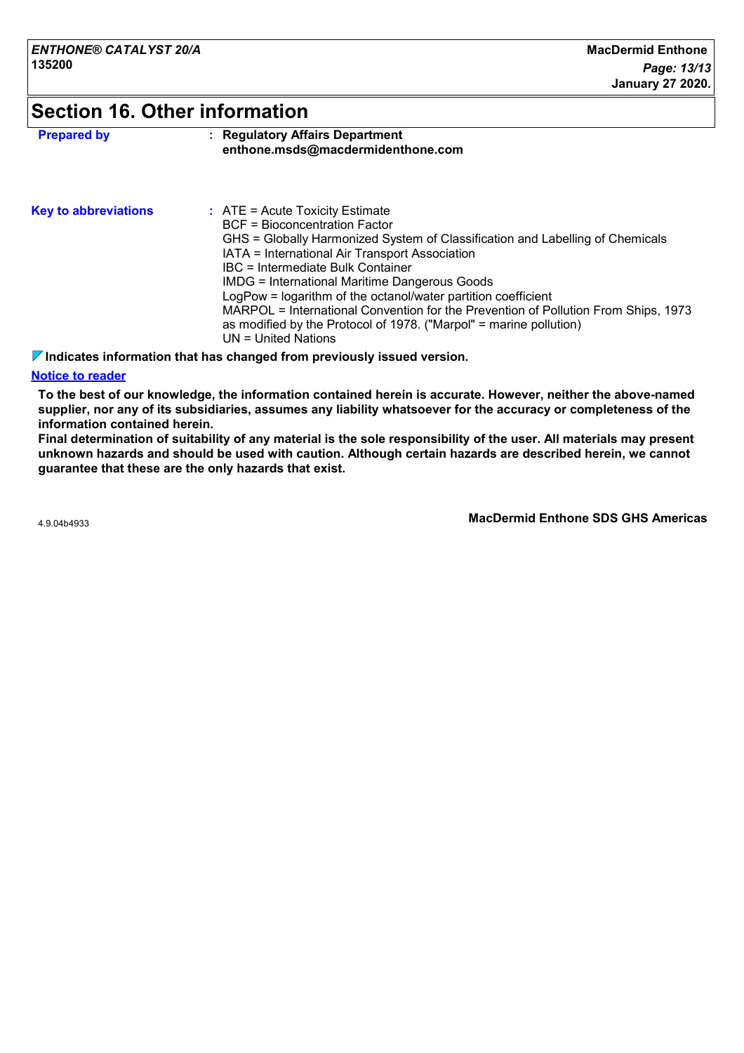## Section 16. Other information

**Prepared by** : **Regulatory Affairs Department**
**enthone.msds@macdermidenthone.com**

**Key to abbreviations** : ATE = Acute Toxicity Estimate
BCF = Bioconcentration Factor
GHS = Globally Harmonized System of Classification and Labelling of Chemicals
IATA = International Air Transport Association
IBC = Intermediate Bulk Container
IMDG = International Maritime Dangerous Goods
LogPow = logarithm of the octanol/water partition coefficient
MARPOL = International Convention for the Prevention of Pollution From Ships, 1973 as modified by the Protocol of 1978. ("Marpol" = marine pollution)
UN = United Nations

**Indicates information that has changed from previously issued version.**

**Notice to reader**

**To the best of our knowledge, the information contained herein is accurate. However, neither the above-named supplier, nor any of its subsidiaries, assumes any liability whatsoever for the accuracy or completeness of the information contained herein.**
**Final determination of suitability of any material is the sole responsibility of the user. All materials may present unknown hazards and should be used with caution. Although certain hazards are described herein, we cannot guarantee that these are the only hazards that exist.**